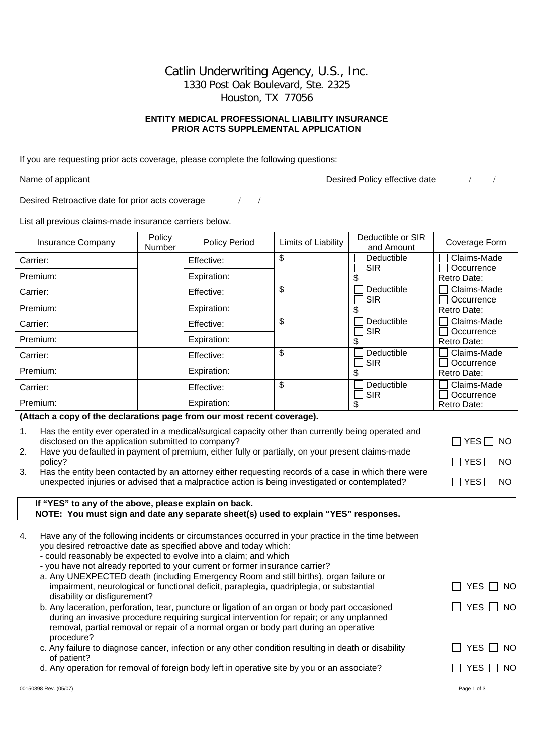# Catlin Underwriting Agency, U.S., Inc.

1330 Post Oak Boulevard, Ste. 2325
Houston, TX 77056

## ENTITY MEDICAL PROFESSIONAL LIABILITY INSURANCE
## PRIOR ACTS SUPPLEMENTAL APPLICATION

If you are requesting prior acts coverage, please complete the following questions:

Name of applicant ______________________________ Desired Policy effective date ____/____/____

Desired Retroactive date for prior acts coverage ____/____/____

List all previous claims-made insurance carriers below.

| Insurance Company | Policy Number | Policy Period | Limits of Liability | Deductible or SIR and Amount | Coverage Form |
|---|---|---|---|---|---|
| Carrier: | | Effective: | $ | ☐ Deductible ☐ SIR | ☐ Claims-Made ☐ Occurrence |
| Premium: | | Expiration: | | $ | Retro Date: |
| Carrier: | | Effective: | $ | ☐ Deductible ☐ SIR | ☐ Claims-Made ☐ Occurrence |
| Premium: | | Expiration: | | $ | Retro Date: |
| Carrier: | | Effective: | $ | ☐ Deductible ☐ SIR | ☐ Claims-Made ☐ Occurrence |
| Premium: | | Expiration: | | $ | Retro Date: |
| Carrier: | | Effective: | $ | ☐ Deductible ☐ SIR | ☐ Claims-Made ☐ Occurrence |
| Premium: | | Expiration: | | $ | Retro Date: |
| Carrier: | | Effective: | $ | ☐ Deductible ☐ SIR | ☐ Claims-Made ☐ Occurrence |
| Premium: | | Expiration: | | $ | Retro Date: |

**(Attach a copy of the declarations page from our most recent coverage).**

1. Has the entity ever operated in a medical/surgical capacity other than currently being operated and disclosed on the application submitted to company? ☐ YES ☐ NO
2. Have you defaulted in payment of premium, either fully or partially, on your present claims-made policy? ☐ YES ☐ NO
3. Has the entity been contacted by an attorney either requesting records of a case in which there were unexpected injuries or advised that a malpractice action is being investigated or contemplated? ☐ YES ☐ NO

**If "YES" to any of the above, please explain on back.**
**NOTE: You must sign and date any separate sheet(s) used to explain "YES" responses.**

4. Have any of the following incidents or circumstances occurred in your practice in the time between you desired retroactive date as specified above and today which:
   - could reasonably be expected to evolve into a claim; and which
   - you have not already reported to your current or former insurance carrier?

   a. Any UNEXPECTED death (including Emergency Room and still births), organ failure or impairment, neurological or functional deficit, paraplegia, quadriplegia, or substantial disability or disfigurement? ☐ YES ☐ NO

   b. Any laceration, perforation, tear, puncture or ligation of an organ or body part occasioned during an invasive procedure requiring surgical intervention for repair; or any unplanned removal, partial removal or repair of a normal organ or body part during an operative procedure? ☐ YES ☐ NO

   c. Any failure to diagnose cancer, infection or any other condition resulting in death or disability of patient? ☐ YES ☐ NO

   d. Any operation for removal of foreign body left in operative site by you or an associate? ☐ YES ☐ NO

00150398 Rev. (05/07)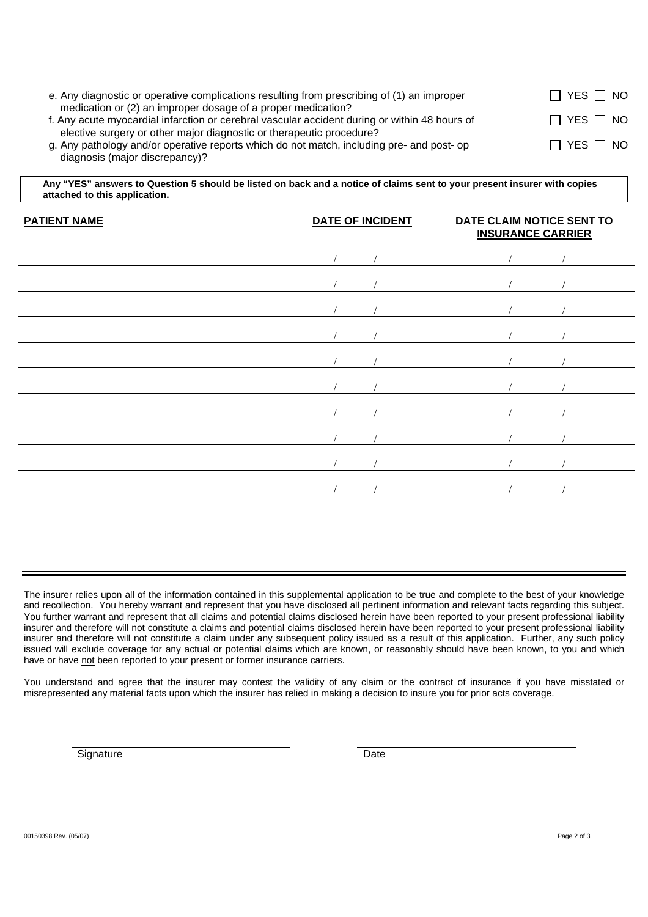e. Any diagnostic or operative complications resulting from prescribing of (1) an improper medication or (2) an improper dosage of a proper medication? ☐ YES ☐ NO

f. Any acute myocardial infarction or cerebral vascular accident during or within 48 hours of elective surgery or other major diagnostic or therapeutic procedure? ☐ YES ☐ NO

g. Any pathology and/or operative reports which do not match, including pre- and post- op diagnosis (major discrepancy)? ☐ YES ☐ NO

**Any "YES" answers to Question 5 should be listed on back and a notice of claims sent to your present insurer with copies attached to this application.**

| PATIENT NAME | DATE OF INCIDENT | DATE CLAIM NOTICE SENT TO INSURANCE CARRIER |
|---|---|---|
| | / / | / / |
| | / / | / / |
| | / / | / / |
| | / / | / / |
| | / / | / / |
| | / / | / / |
| | / / | / / |
| | / / | / / |
| | / / | / / |
| | / / | / / |

The insurer relies upon all of the information contained in this supplemental application to be true and complete to the best of your knowledge and recollection. You hereby warrant and represent that you have disclosed all pertinent information and relevant facts regarding this subject. You further warrant and represent that all claims and potential claims disclosed herein have been reported to your present professional liability insurer and therefore will not constitute a claims and potential claims disclosed herein have been reported to your present professional liability insurer and therefore will not constitute a claim under any subsequent policy issued as a result of this application. Further, any such policy issued will exclude coverage for any actual or potential claims which are known, or reasonably should have been known, to you and which have or have not been reported to your present or former insurance carriers.

You understand and agree that the insurer may contest the validity of any claim or the contract of insurance if you have misstated or misrepresented any material facts upon which the insurer has relied in making a decision to insure you for prior acts coverage.

Signature ______________________ Date ______________________

00150398 Rev. (05/07)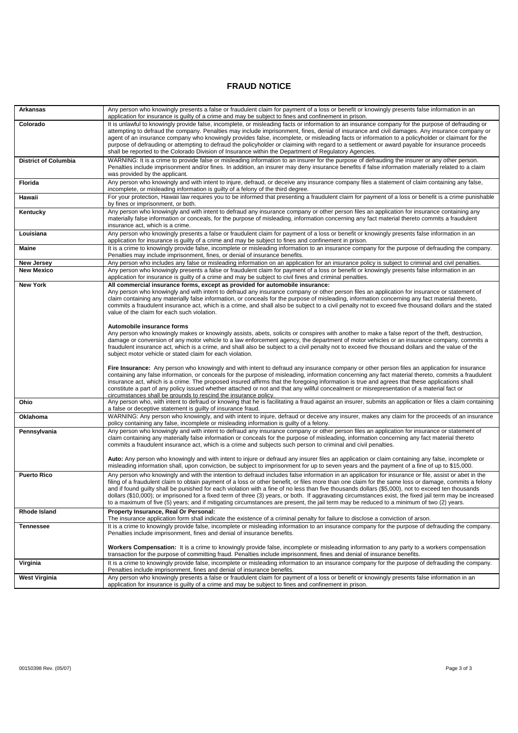# FRAUD NOTICE

| | |
|---|---|
| **Arkansas** | Any person who knowingly presents a false or fraudulent claim for payment of a loss or benefit or knowingly presents false information in an application for insurance is guilty of a crime and may be subject to fines and confinement in prison. |
| **Colorado** | It is unlawful to knowingly provide false, incomplete, or misleading facts or information to an insurance company for the purpose of defrauding or attempting to defraud the company. Penalties may include imprisonment, fines, denial of insurance and civil damages. Any insurance company or agent of an insurance company who knowingly provides false, incomplete, or misleading facts or information to a policyholder or claimant for the purpose of defrauding or attempting to defraud the policyholder or claiming with regard to a settlement or award payable for insurance proceeds shall be reported to the Colorado Division of Insurance within the Department of Regulatory Agencies. |
| **District of Columbia** | WARNING: It is a crime to provide false or misleading information to an insurer for the purpose of defrauding the insurer or any other person. Penalties include imprisonment and/or fines. In addition, an insurer may deny insurance benefits if false information materially related to a claim was provided by the applicant. |
| **Florida** | Any person who knowingly and with intent to injure, defraud, or deceive any insurance company files a statement of claim containing any false, incomplete, or misleading information is guilty of a felony of the third degree. |
| **Hawaii** | For your protection, Hawaii law requires you to be informed that presenting a fraudulent claim for payment of a loss or benefit is a crime punishable by fines or imprisonment, or both. |
| **Kentucky** | Any person who knowingly and with intent to defraud any insurance company or other person files an application for insurance containing any materially false information or conceals, for the purpose of misleading, information concerning any fact material thereto commits a fraudulent insurance act, which is a crime. |
| **Louisiana** | Any person who knowingly presents a false or fraudulent claim for payment of a loss or benefit or knowingly presents false information in an application for insurance is guilty of a crime and may be subject to fines and confinement in prison. |
| **Maine** | It is a crime to knowingly provide false, incomplete or misleading information to an insurance company for the purpose of defrauding the company. Penalties may include imprisonment, fines, or denial of insurance benefits. |
| **New Jersey** | Any person who includes any false or misleading information on an application for an insurance policy is subject to criminal and civil penalties. |
| **New Mexico** | Any person who knowingly presents a false or fraudulent claim for payment of a loss or benefit or knowingly presents false information in an application for insurance is guilty of a crime and may be subject to civil fines and criminal penalties. |
| **New York** | **All commercial insurance forms, except as provided for automobile insurance:** Any person who knowingly and with intent to defraud any insurance company or other person files an application for insurance or statement of claim containing any materially false information, or conceals for the purpose of misleading, information concerning any fact material thereto, commits a fraudulent insurance act, which is a crime, and shall also be subject to a civil penalty not to exceed five thousand dollars and the stated value of the claim for each such violation.<br><br>**Automobile insurance forms**<br>Any person who knowingly makes or knowingly assists, abets, solicits or conspires with another to make a false report of the theft, destruction, damage or conversion of any motor vehicle to a law enforcement agency, the department of motor vehicles or an insurance company, commits a fraudulent insurance act, which is a crime, and shall also be subject to a civil penalty not to exceed five thousand dollars and the value of the subject motor vehicle or stated claim for each violation.<br><br>**Fire Insurance:** Any person who knowingly and with intent to defraud any insurance company or other person files an application for insurance containing any false information, or conceals for the purpose of misleading, information concerning any fact material thereto, commits a fraudulent insurance act, which is a crime. The proposed insured affirms that the foregoing information is true and agrees that these applications shall constitute a part of any policy issued whether attached or not and that any willful concealment or misrepresentation of a material fact or circumstances shall be grounds to rescind the insurance policy. |
| **Ohio** | Any person who, with intent to defraud or knowing that he is facilitating a fraud against an insurer, submits an application or files a claim containing a false or deceptive statement is guilty of insurance fraud. |
| **Oklahoma** | WARNING: Any person who knowingly, and with intent to injure, defraud or deceive any insurer, makes any claim for the proceeds of an insurance policy containing any false, incomplete or misleading information is guilty of a felony. |
| **Pennsylvania** | Any person who knowingly and with intent to defraud any insurance company or other person files an application for insurance or statement of claim containing any materially false information or conceals for the purpose of misleading, information concerning any fact material thereto commits a fraudulent insurance act, which is a crime and subjects such person to criminal and civil penalties.<br><br>**Auto:** Any person who knowingly and with intent to injure or defraud any insurer files an application or claim containing any false, incomplete or misleading information shall, upon conviction, be subject to imprisonment for up to seven years and the payment of a fine of up to $15,000. |
| **Puerto Rico** | Any person who knowingly and with the intention to defraud includes false information in an application for insurance or file, assist or abet in the filing of a fraudulent claim to obtain payment of a loss or other benefit, or files more than one claim for the same loss or damage, commits a felony and if found guilty shall be punished for each violation with a fine of no less than five thousands dollars ($5,000), not to exceed ten thousands dollars ($10,000); or imprisoned for a fixed term of three (3) years, or both. If aggravating circumstances exist, the fixed jail term may be increased to a maximum of five (5) years; and if mitigating circumstances are present, the jail term may be reduced to a minimum of two (2) years. |
| **Rhode Island** | **Property Insurance, Real Or Personal:**<br>The insurance application form shall indicate the existence of a criminal penalty for failure to disclose a conviction of arson. |
| **Tennessee** | It is a crime to knowingly provide false, incomplete or misleading information to an insurance company for the purpose of defrauding the company. Penalties include imprisonment, fines and denial of insurance benefits.<br><br>**Workers Compensation:** It is a crime to knowingly provide false, incomplete or misleading information to any party to a workers compensation transaction for the purpose of committing fraud. Penalties include imprisonment, fines and denial of insurance benefits. |
| **Virginia** | It is a crime to knowingly provide false, incomplete or misleading information to an insurance company for the purpose of defrauding the company. Penalties include imprisonment, fines and denial of insurance benefits. |
| **West Virginia** | Any person who knowingly presents a false or fraudulent claim for payment of a loss or benefit or knowingly presents false information in an application for insurance is guilty of a crime and may be subject to fines and confinement in prison. |

00150398 Rev. (05/07)